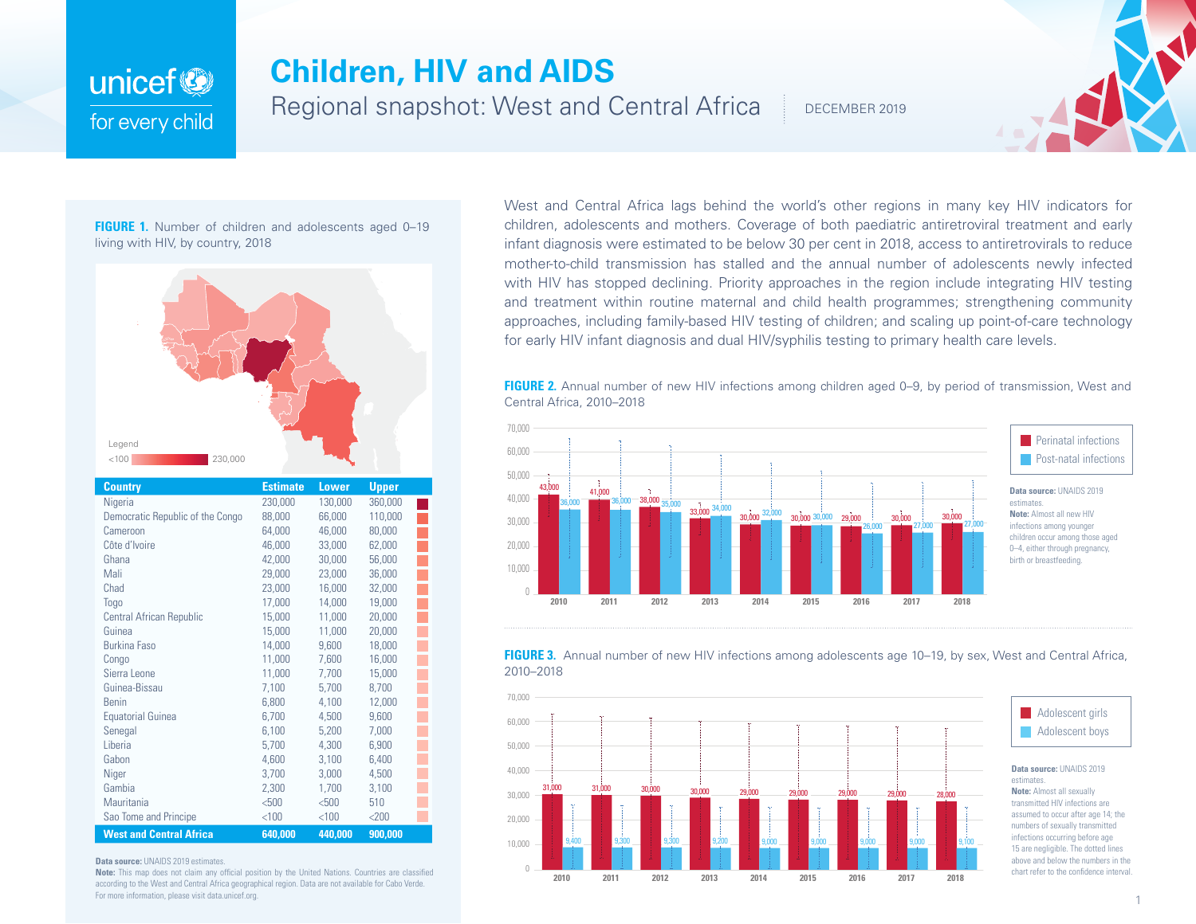# Children, HIV and AIDS

## Regional snapshot: West and Central Africa

DECEMBER 2019

West and Central Africa lags behind the world's other regions in many key HIV indicators for children, adolescents and mothers. Coverage of both paediatric antiretroviral treatment and early infant diagnosis were estimated to be below 30 per cent in 2018, access to antiretrovirals to reduce mother-to-child transmission has stalled and the annual number of adolescents newly infected with HIV has stopped declining. Priority approaches in the region include integrating HIV testing and treatment within routine maternal and child health programmes; strengthening community approaches, including family-based HIV testing of children; and scaling up point-of-care technology for early HIV infant diagnosis and dual HIV/syphilis testing to primary health care levels.

**FIGURE 1.** Number of children and adolescents aged 0–19 living with HIV, by country, 2018

Legend: <100 – 230,000

| Country | Estimate | Lower | Upper |
|---|---|---|---|
| Nigeria | 230,000 | 130,000 | 360,000 |
| Democratic Republic of the Congo | 88,000 | 66,000 | 110,000 |
| Cameroon | 64,000 | 46,000 | 80,000 |
| Côte d'Ivoire | 46,000 | 33,000 | 62,000 |
| Ghana | 42,000 | 30,000 | 56,000 |
| Mali | 29,000 | 23,000 | 36,000 |
| Chad | 23,000 | 16,000 | 32,000 |
| Togo | 17,000 | 14,000 | 19,000 |
| Central African Republic | 15,000 | 11,000 | 20,000 |
| Guinea | 15,000 | 11,000 | 20,000 |
| Burkina Faso | 14,000 | 9,600 | 18,000 |
| Congo | 11,000 | 7,600 | 16,000 |
| Sierra Leone | 11,000 | 7,700 | 15,000 |
| Guinea-Bissau | 7,100 | 5,700 | 8,700 |
| Benin | 6,800 | 4,100 | 12,000 |
| Equatorial Guinea | 6,700 | 4,500 | 9,600 |
| Senegal | 6,100 | 5,200 | 7,000 |
| Liberia | 5,700 | 4,300 | 6,900 |
| Gabon | 4,600 | 3,100 | 6,400 |
| Niger | 3,700 | 3,000 | 4,500 |
| Gambia | 2,300 | 1,700 | 3,100 |
| Mauritania | <500 | <500 | 510 |
| Sao Tome and Principe | <100 | <100 | <200 |
| **West and Central Africa** | **640,000** | **440,000** | **900,000** |

**Data source:** UNAIDS 2019 estimates.
**Note:** This map does not claim any official position by the United Nations. Countries are classified according to the West and Central Africa geographical region. Data are not available for Cabo Verde. For more information, please visit data.unicef.org.

**FIGURE 2.** Annual number of new HIV infections among children aged 0–9, by period of transmission, West and Central Africa, 2010–2018

| Year | Perinatal infections | Post-natal infections |
|---|---|---|
| 2010 | 43,000 | 36,000 |
| 2011 | 41,000 | 36,000 |
| 2012 | 38,000 | 35,000 |
| 2013 | 33,000 | 34,000 |
| 2014 | 30,000 | 32,000 |
| 2015 | 30,000 | 30,000 |
| 2016 | 29,000 | 26,000 |
| 2017 | 30,000 | 27,000 |
| 2018 | 30,000 | 27,000 |

**Data source:** UNAIDS 2019 estimates.
**Note:** Almost all new HIV infections among younger children occur among those aged 0–4, either through pregnancy, birth or breastfeeding.

**FIGURE 3.** Annual number of new HIV infections among adolescents age 10–19, by sex, West and Central Africa, 2010–2018

| Year | Adolescent girls | Adolescent boys |
|---|---|---|
| 2010 | 31,000 | 9,400 |
| 2011 | 31,000 | 9,300 |
| 2012 | 30,000 | 9,300 |
| 2013 | 30,000 | 9,200 |
| 2014 | 29,000 | 9,000 |
| 2015 | 29,000 | 9,000 |
| 2016 | 29,000 | 9,000 |
| 2017 | 29,000 | 9,000 |
| 2018 | 28,000 | 9,100 |

**Data source:** UNAIDS 2019 estimates.
**Note:** Almost all sexually transmitted HIV infections are assumed to occur after age 14; the numbers of sexually transmitted infections occurring before age 15 are negligible. The dotted lines above and below the numbers in the chart refer to the confidence interval.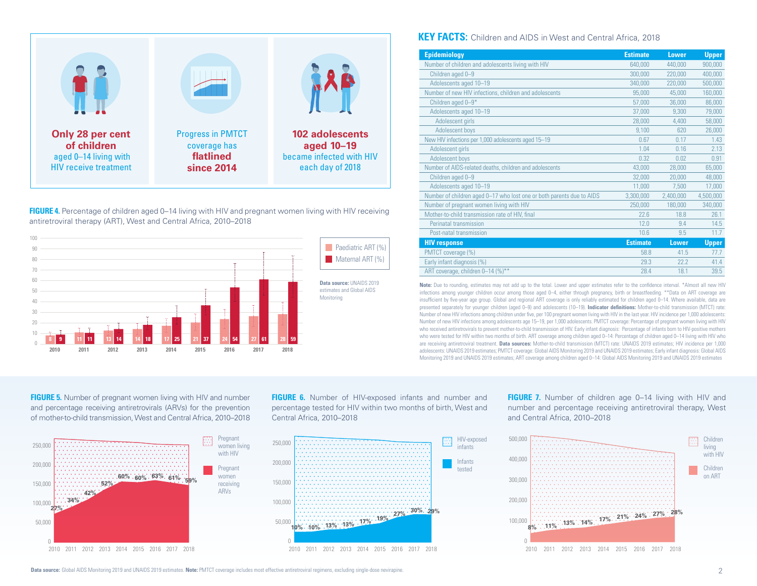**Only 28 per cent of children** aged 0–14 living with HIV receive treatment

Progress in PMTCT coverage has **flatlined since 2014**

**102 adolescents aged 10–19** became infected with HIV each day of 2018

**FIGURE 4.** Percentage of children aged 0–14 living with HIV and pregnant women living with HIV receiving antiretroviral therapy (ART), West and Central Africa, 2010–2018

Paediatric ART (%)
Maternal ART (%)

2010: 8, 9
2011: 11, 11
2012: 13, 14
2013: 14, 18
2014: 17, 25
2015: 21, 37
2016: 24, 54
2017: 27, 61
2018: 28, 59

**Data source:** UNAIDS 2019 estimates and Global AIDS Monitoring

## KEY FACTS: Children and AIDS in West and Central Africa, 2018

| Epidemiology | Estimate | Lower | Upper |
|---|---|---|---|
| Number of children and adolescents living with HIV | 640,000 | 440,000 | 900,000 |
| Children aged 0–9 | 300,000 | 220,000 | 400,000 |
| Adolescents aged 10–19 | 340,000 | 220,000 | 500,000 |
| Number of new HIV infections, children and adolescents | 95,000 | 45,000 | 160,000 |
| Children aged 0–9* | 57,000 | 36,000 | 86,000 |
| Adolescents aged 10–19 | 37,000 | 9,300 | 79,000 |
| Adolescent girls | 28,000 | 4,400 | 58,000 |
| Adolescent boys | 9,100 | 620 | 26,000 |
| New HIV infections per 1,000 adolescents aged 15–19 | 0.67 | 0.17 | 1.43 |
| Adolescent girls | 1.04 | 0.16 | 2.13 |
| Adolescent boys | 0.32 | 0.02 | 0.91 |
| Number of AIDS-related deaths, children and adolescents | 43,000 | 28,000 | 65,000 |
| Children aged 0–9 | 32,000 | 20,000 | 48,000 |
| Adolescents aged 10–19 | 11,000 | 7,500 | 17,000 |
| Number of children aged 0–17 who lost one or both parents due to AIDS | 3,300,000 | 2,400,000 | 4,500,000 |
| Number of pregnant women living with HIV | 250,000 | 180,000 | 340,000 |
| Mother-to-child transmission rate of HIV, final | 22.6 | 18.8 | 26.1 |
| Perinatal transmission | 12.0 | 9.4 | 14.5 |
| Post-natal transmission | 10.6 | 9.5 | 11.7 |
| **HIV response** | **Estimate** | **Lower** | **Upper** |
| PMTCT coverage (%) | 58.8 | 41.5 | 77.7 |
| Early infant diagnosis (%) | 29.3 | 22.2 | 41.4 |
| ART coverage, children 0–14 (%)** | 28.4 | 18.1 | 39.5 |

**Note:** Due to rounding, estimates may not add up to the total. Lower and upper estimates refer to the confidence interval. *Almost all new HIV infections among younger children occur among those aged 0–4, either through pregnancy, birth or breastfeeding. **Data on ART coverage are insufficient by five-year age group. Global and regional ART coverage is only reliably estimated for children aged 0–14. Where available, data are presented separately for younger children (aged 0–9) and adolescents (10–19). **Indicator definitions:** Mother-to-child transmission (MTCT) rate: Number of new HIV infections among children under five, per 100 pregnant women living with HIV in the last year. HIV incidence per 1,000 adolescents: Number of new HIV infections among adolescents age 15–19, per 1,000 adolescents. PMTCT coverage: Percentage of pregnant women living with HIV who received antiretrovirals to prevent mother-to-child transmission of HIV. Early infant diagnosis: Percentage of infants born to HIV-positive mothers who were tested for HIV within two months of birth. ART coverage among children aged 0–14: Percentage of children aged 0–14 living with HIV who are receiving antiretroviral treatment. **Data sources:** Mother-to-child transmission (MTCT) rate: UNAIDS 2019 estimates; HIV incidence per 1,000 adolescents: UNAIDS 2019 estimates; PMTCT coverage: Global AIDS Monitoring 2019 and UNAIDS 2019 estimates; Early infant diagnosis: Global AIDS Monitoring 2019 and UNAIDS 2019 estimates; ART coverage among children aged 0–14: Global AIDS Monitoring 2019 and UNAIDS 2019 estimates

**FIGURE 5.** Number of pregnant women living with HIV and number and percentage receiving antiretrovirals (ARVs) for the prevention of mother-to-child transmission, West and Central Africa, 2010–2018

Pregnant women living with HIV
Pregnant women receiving ARVs

27% 34% 42% 52% 60% 60% 63% 61% 59%

**FIGURE 6.** Number of HIV-exposed infants and number and percentage tested for HIV within two months of birth, West and Central Africa, 2010–2018

HIV-exposed infants
Infants tested

10% 10% 13% 13% 17% 19% 27% 30% 29%

**FIGURE 7.** Number of children age 0–14 living with HIV and number and percentage receiving antiretroviral therapy, West and Central Africa, 2010–2018

Children living with HIV
Children on ART

8% 11% 13% 14% 17% 21% 24% 27% 28%

**Data source:** Global AIDS Monitoring 2019 and UNAIDS 2019 estimates. **Note:** PMTCT coverage includes most effective antiretroviral regimens, excluding single-dose nevirapine.